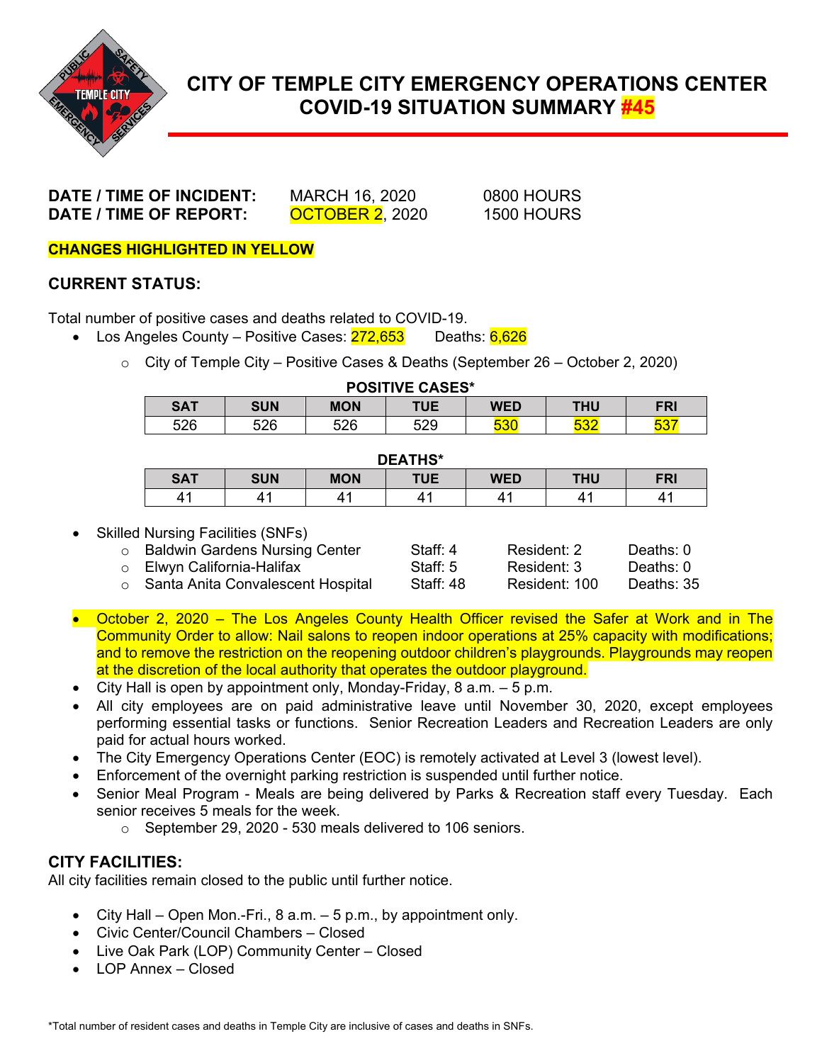# CITY OF TEMPLE CITY EMERGENCY OPERATIONS CENTER COVID-19 SITUATION SUMMARY #45

**DATE / TIME OF INCIDENT:** MARCH 16, 2020 0800 HOURS
**DATE / TIME OF REPORT:** OCTOBER 2, 2020 1500 HOURS

**CHANGES HIGHLIGHTED IN YELLOW**

## CURRENT STATUS:

Total number of positive cases and deaths related to COVID-19.

- Los Angeles County – Positive Cases: 272,653 Deaths: 6,626
  - City of Temple City – Positive Cases & Deaths (September 26 – October 2, 2020)

**POSITIVE CASES***

| SAT | SUN | MON | TUE | WED | THU | FRI |
|---|---|---|---|---|---|---|
| 526 | 526 | 526 | 529 | 530 | 532 | 537 |

**DEATHS***

| SAT | SUN | MON | TUE | WED | THU | FRI |
|---|---|---|---|---|---|---|
| 41 | 41 | 41 | 41 | 41 | 41 | 41 |

- Skilled Nursing Facilities (SNFs)
  - Baldwin Gardens Nursing Center Staff: 4 Resident: 2 Deaths: 0
  - Elwyn California-Halifax Staff: 5 Resident: 3 Deaths: 0
  - Santa Anita Convalescent Hospital Staff: 48 Resident: 100 Deaths: 35
- October 2, 2020 – The Los Angeles County Health Officer revised the Safer at Work and in The Community Order to allow: Nail salons to reopen indoor operations at 25% capacity with modifications; and to remove the restriction on the reopening outdoor children's playgrounds. Playgrounds may reopen at the discretion of the local authority that operates the outdoor playground.
- City Hall is open by appointment only, Monday-Friday, 8 a.m. – 5 p.m.
- All city employees are on paid administrative leave until November 30, 2020, except employees performing essential tasks or functions. Senior Recreation Leaders and Recreation Leaders are only paid for actual hours worked.
- The City Emergency Operations Center (EOC) is remotely activated at Level 3 (lowest level).
- Enforcement of the overnight parking restriction is suspended until further notice.
- Senior Meal Program - Meals are being delivered by Parks & Recreation staff every Tuesday. Each senior receives 5 meals for the week.
  - September 29, 2020 - 530 meals delivered to 106 seniors.

## CITY FACILITIES:

All city facilities remain closed to the public until further notice.

- City Hall – Open Mon.-Fri., 8 a.m. – 5 p.m., by appointment only.
- Civic Center/Council Chambers – Closed
- Live Oak Park (LOP) Community Center – Closed
- LOP Annex – Closed

*Total number of resident cases and deaths in Temple City are inclusive of cases and deaths in SNFs.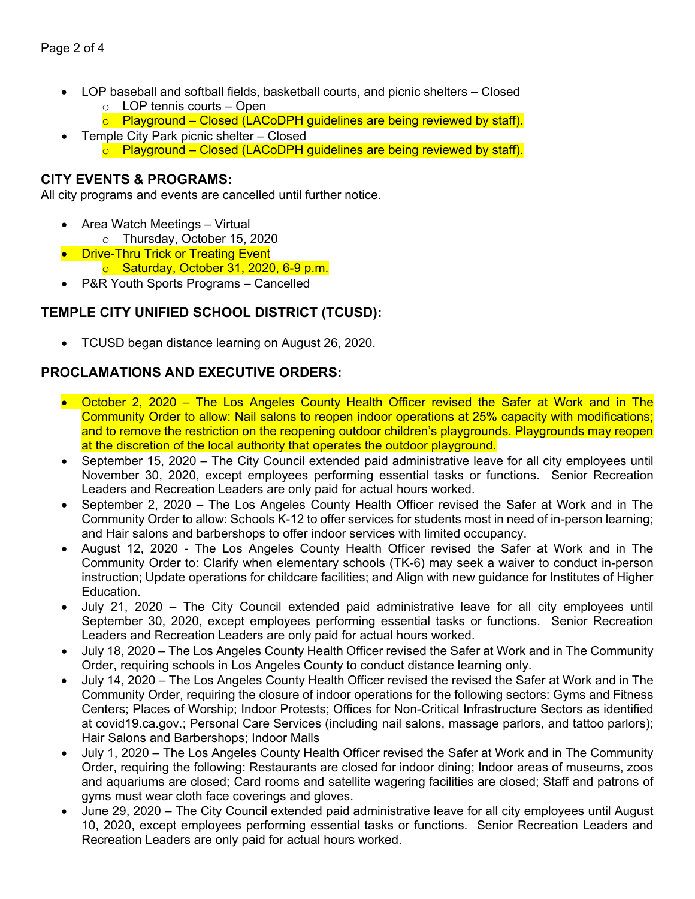- LOP baseball and softball fields, basketball courts, and picnic shelters – Closed
  - LOP tennis courts – Open
  - Playground – Closed (LACoDPH guidelines are being reviewed by staff).
- Temple City Park picnic shelter – Closed
  - Playground – Closed (LACoDPH guidelines are being reviewed by staff).

## CITY EVENTS & PROGRAMS:

All city programs and events are cancelled until further notice.

- Area Watch Meetings – Virtual
  - Thursday, October 15, 2020
- Drive-Thru Trick or Treating Event
  - Saturday, October 31, 2020, 6-9 p.m.
- P&R Youth Sports Programs – Cancelled

## TEMPLE CITY UNIFIED SCHOOL DISTRICT (TCUSD):

- TCUSD began distance learning on August 26, 2020.

## PROCLAMATIONS AND EXECUTIVE ORDERS:

- October 2, 2020 – The Los Angeles County Health Officer revised the Safer at Work and in The Community Order to allow: Nail salons to reopen indoor operations at 25% capacity with modifications; and to remove the restriction on the reopening outdoor children's playgrounds. Playgrounds may reopen at the discretion of the local authority that operates the outdoor playground.
- September 15, 2020 – The City Council extended paid administrative leave for all city employees until November 30, 2020, except employees performing essential tasks or functions. Senior Recreation Leaders and Recreation Leaders are only paid for actual hours worked.
- September 2, 2020 – The Los Angeles County Health Officer revised the Safer at Work and in The Community Order to allow: Schools K-12 to offer services for students most in need of in-person learning; and Hair salons and barbershops to offer indoor services with limited occupancy.
- August 12, 2020 - The Los Angeles County Health Officer revised the Safer at Work and in The Community Order to: Clarify when elementary schools (TK-6) may seek a waiver to conduct in-person instruction; Update operations for childcare facilities; and Align with new guidance for Institutes of Higher Education.
- July 21, 2020 – The City Council extended paid administrative leave for all city employees until September 30, 2020, except employees performing essential tasks or functions. Senior Recreation Leaders and Recreation Leaders are only paid for actual hours worked.
- July 18, 2020 – The Los Angeles County Health Officer revised the Safer at Work and in The Community Order, requiring schools in Los Angeles County to conduct distance learning only.
- July 14, 2020 – The Los Angeles County Health Officer revised the revised the Safer at Work and in The Community Order, requiring the closure of indoor operations for the following sectors: Gyms and Fitness Centers; Places of Worship; Indoor Protests; Offices for Non-Critical Infrastructure Sectors as identified at covid19.ca.gov.; Personal Care Services (including nail salons, massage parlors, and tattoo parlors); Hair Salons and Barbershops; Indoor Malls
- July 1, 2020 – The Los Angeles County Health Officer revised the Safer at Work and in The Community Order, requiring the following: Restaurants are closed for indoor dining; Indoor areas of museums, zoos and aquariums are closed; Card rooms and satellite wagering facilities are closed; Staff and patrons of gyms must wear cloth face coverings and gloves.
- June 29, 2020 – The City Council extended paid administrative leave for all city employees until August 10, 2020, except employees performing essential tasks or functions. Senior Recreation Leaders and Recreation Leaders are only paid for actual hours worked.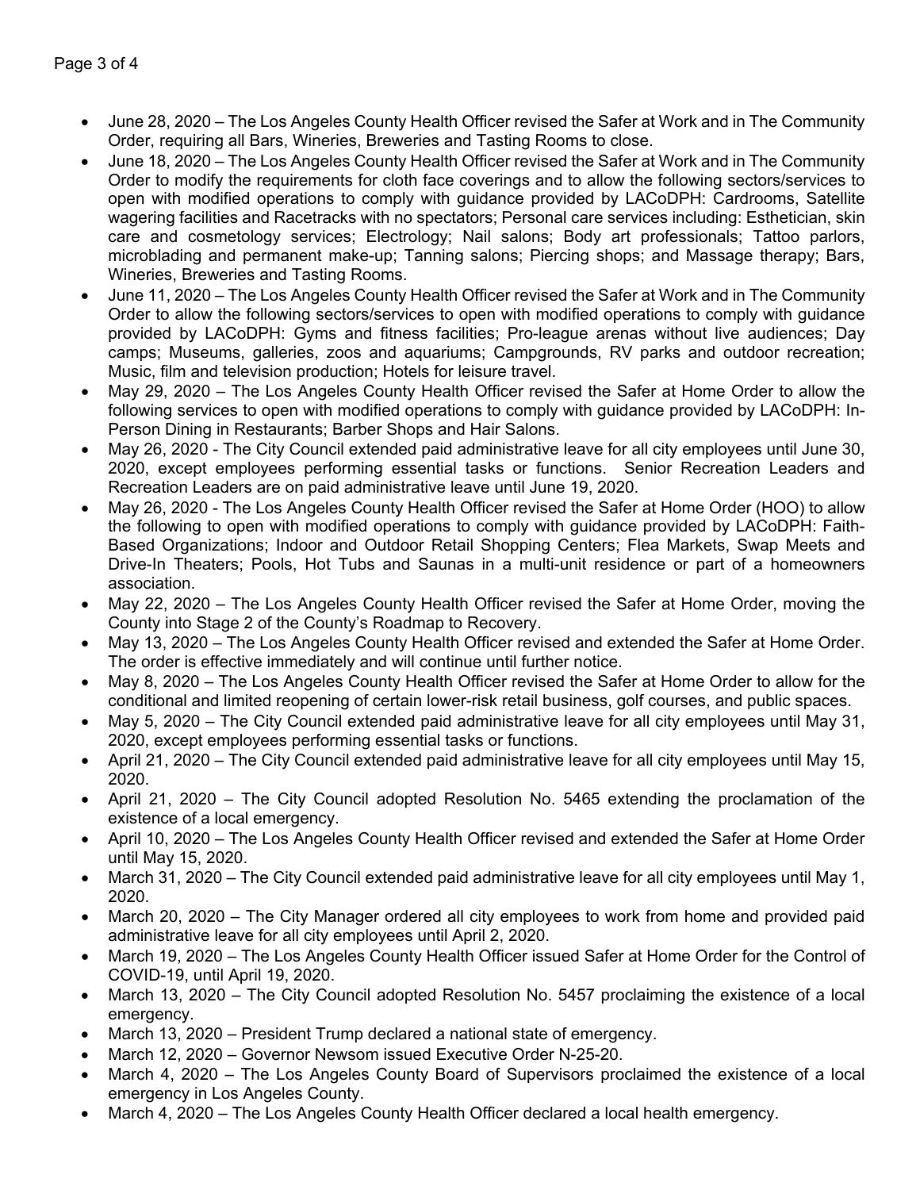- June 28, 2020 – The Los Angeles County Health Officer revised the Safer at Work and in The Community Order, requiring all Bars, Wineries, Breweries and Tasting Rooms to close.
- June 18, 2020 – The Los Angeles County Health Officer revised the Safer at Work and in The Community Order to modify the requirements for cloth face coverings and to allow the following sectors/services to open with modified operations to comply with guidance provided by LACoDPH: Cardrooms, Satellite wagering facilities and Racetracks with no spectators; Personal care services including: Esthetician, skin care and cosmetology services; Electrology; Nail salons; Body art professionals; Tattoo parlors, microblading and permanent make-up; Tanning salons; Piercing shops; and Massage therapy; Bars, Wineries, Breweries and Tasting Rooms.
- June 11, 2020 – The Los Angeles County Health Officer revised the Safer at Work and in The Community Order to allow the following sectors/services to open with modified operations to comply with guidance provided by LACoDPH: Gyms and fitness facilities; Pro-league arenas without live audiences; Day camps; Museums, galleries, zoos and aquariums; Campgrounds, RV parks and outdoor recreation; Music, film and television production; Hotels for leisure travel.
- May 29, 2020 – The Los Angeles County Health Officer revised the Safer at Home Order to allow the following services to open with modified operations to comply with guidance provided by LACoDPH: In-Person Dining in Restaurants; Barber Shops and Hair Salons.
- May 26, 2020 - The City Council extended paid administrative leave for all city employees until June 30, 2020, except employees performing essential tasks or functions. Senior Recreation Leaders and Recreation Leaders are on paid administrative leave until June 19, 2020.
- May 26, 2020 - The Los Angeles County Health Officer revised the Safer at Home Order (HOO) to allow the following to open with modified operations to comply with guidance provided by LACoDPH: Faith-Based Organizations; Indoor and Outdoor Retail Shopping Centers; Flea Markets, Swap Meets and Drive-In Theaters; Pools, Hot Tubs and Saunas in a multi-unit residence or part of a homeowners association.
- May 22, 2020 – The Los Angeles County Health Officer revised the Safer at Home Order, moving the County into Stage 2 of the County's Roadmap to Recovery.
- May 13, 2020 – The Los Angeles County Health Officer revised and extended the Safer at Home Order. The order is effective immediately and will continue until further notice.
- May 8, 2020 – The Los Angeles County Health Officer revised the Safer at Home Order to allow for the conditional and limited reopening of certain lower-risk retail business, golf courses, and public spaces.
- May 5, 2020 – The City Council extended paid administrative leave for all city employees until May 31, 2020, except employees performing essential tasks or functions.
- April 21, 2020 – The City Council extended paid administrative leave for all city employees until May 15, 2020.
- April 21, 2020 – The City Council adopted Resolution No. 5465 extending the proclamation of the existence of a local emergency.
- April 10, 2020 – The Los Angeles County Health Officer revised and extended the Safer at Home Order until May 15, 2020.
- March 31, 2020 – The City Council extended paid administrative leave for all city employees until May 1, 2020.
- March 20, 2020 – The City Manager ordered all city employees to work from home and provided paid administrative leave for all city employees until April 2, 2020.
- March 19, 2020 – The Los Angeles County Health Officer issued Safer at Home Order for the Control of COVID-19, until April 19, 2020.
- March 13, 2020 – The City Council adopted Resolution No. 5457 proclaiming the existence of a local emergency.
- March 13, 2020 – President Trump declared a national state of emergency.
- March 12, 2020 – Governor Newsom issued Executive Order N-25-20.
- March 4, 2020 – The Los Angeles County Board of Supervisors proclaimed the existence of a local emergency in Los Angeles County.
- March 4, 2020 – The Los Angeles County Health Officer declared a local health emergency.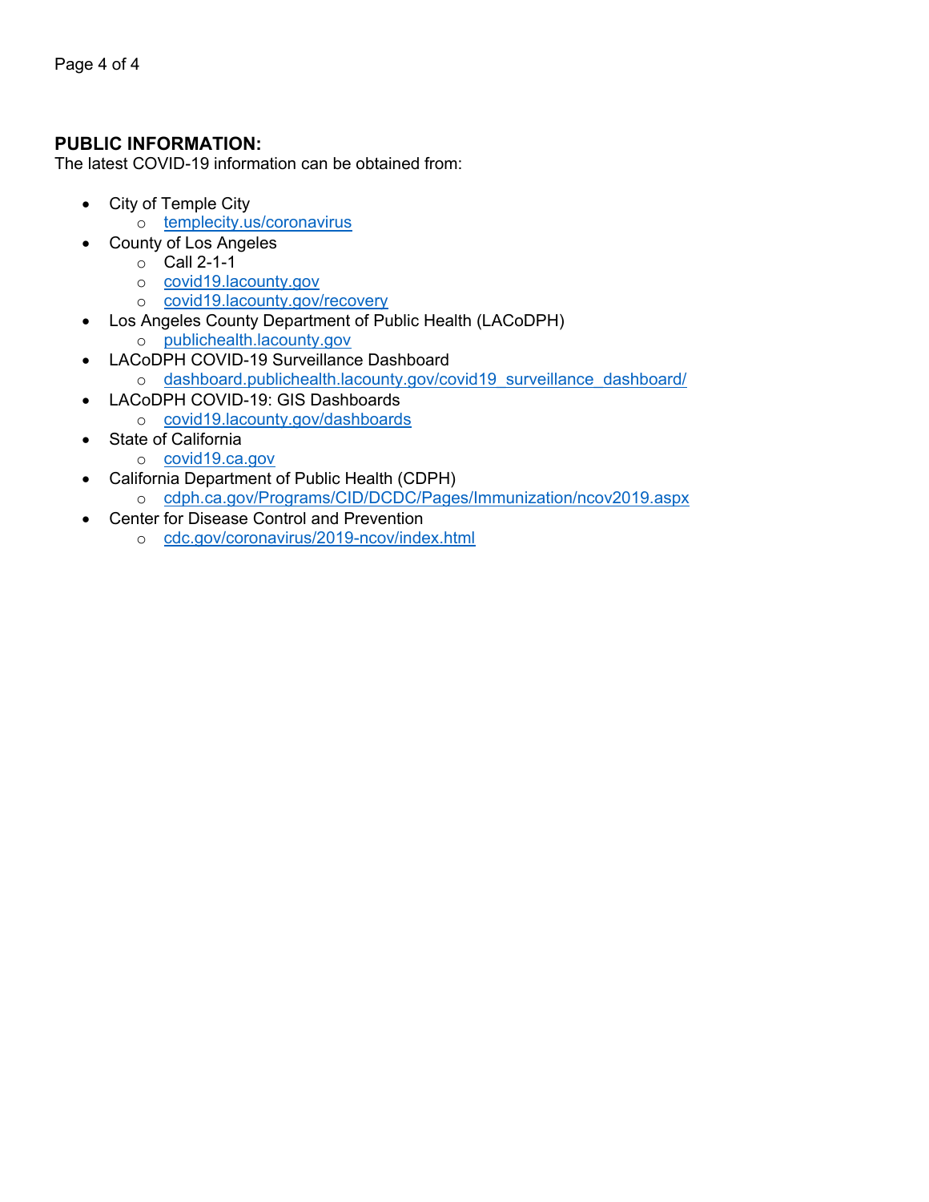**PUBLIC INFORMATION:**

The latest COVID-19 information can be obtained from:

- City of Temple City
  - templecity.us/coronavirus
- County of Los Angeles
  - Call 2-1-1
  - covid19.lacounty.gov
  - covid19.lacounty.gov/recovery
- Los Angeles County Department of Public Health (LACoDPH)
  - publichealth.lacounty.gov
- LACoDPH COVID-19 Surveillance Dashboard
  - dashboard.publichealth.lacounty.gov/covid19_surveillance_dashboard/
- LACoDPH COVID-19: GIS Dashboards
  - covid19.lacounty.gov/dashboards
- State of California
  - covid19.ca.gov
- California Department of Public Health (CDPH)
  - cdph.ca.gov/Programs/CID/DCDC/Pages/Immunization/ncov2019.aspx
- Center for Disease Control and Prevention
  - cdc.gov/coronavirus/2019-ncov/index.html